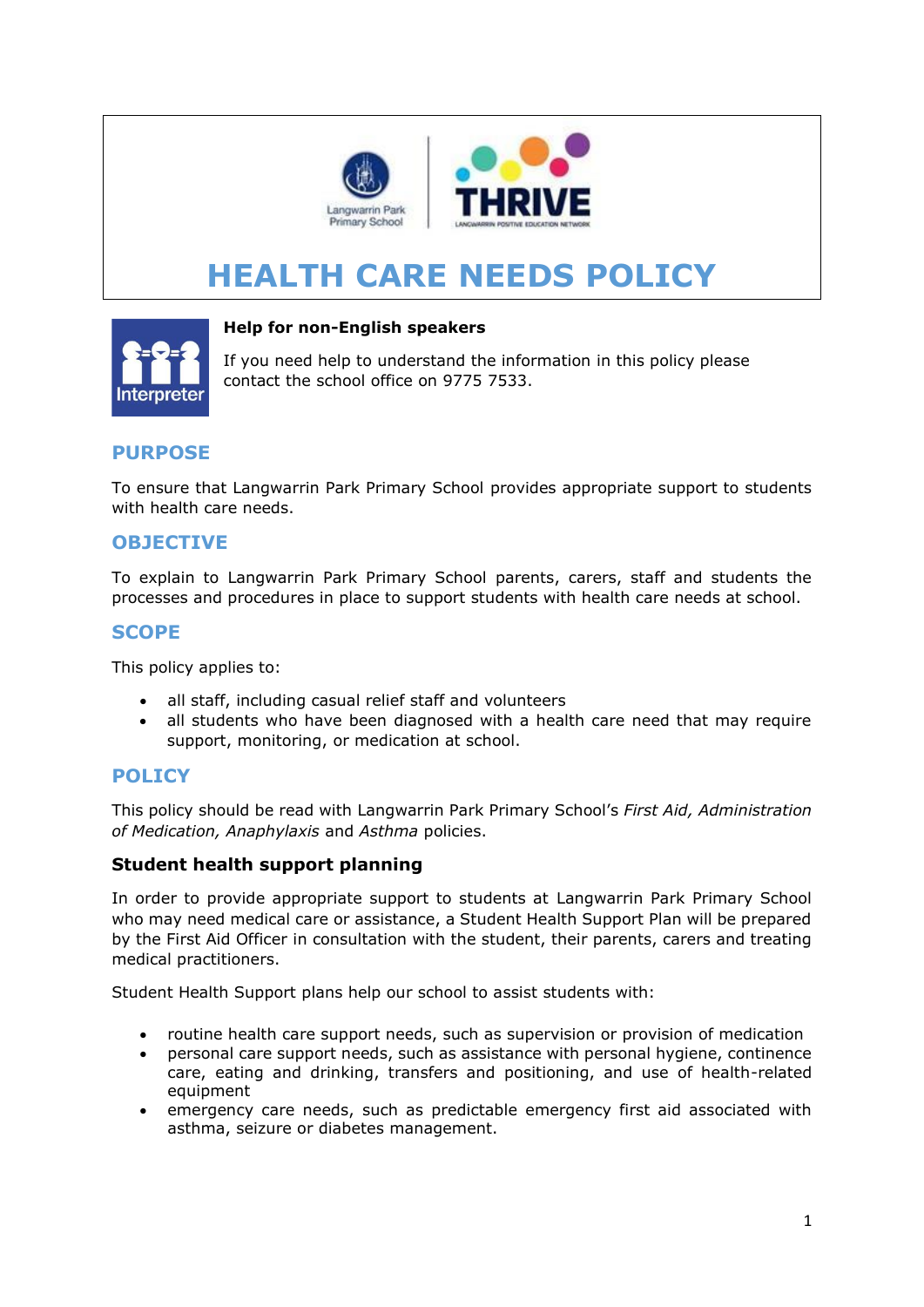# HEALTH CARE NEEDS POLICY

**Help for non-English speakers**

If you need help to understand the information in this policy please contact the school office on 9775 7533.

## PURPOSE

To ensure that Langwarrin Park Primary School provides appropriate support to students with health care needs.

## OBJECTIVE

To explain to Langwarrin Park Primary School parents, carers, staff and students the processes and procedures in place to support students with health care needs at school.

## SCOPE

This policy applies to:

- all staff, including casual relief staff and volunteers
- all students who have been diagnosed with a health care need that may require support, monitoring, or medication at school.

## POLICY

This policy should be read with Langwarrin Park Primary School's *First Aid, Administration of Medication, Anaphylaxis* and *Asthma* policies.

### Student health support planning

In order to provide appropriate support to students at Langwarrin Park Primary School who may need medical care or assistance, a Student Health Support Plan will be prepared by the First Aid Officer in consultation with the student, their parents, carers and treating medical practitioners.

Student Health Support plans help our school to assist students with:

- routine health care support needs, such as supervision or provision of medication
- personal care support needs, such as assistance with personal hygiene, continence care, eating and drinking, transfers and positioning, and use of health-related equipment
- emergency care needs, such as predictable emergency first aid associated with asthma, seizure or diabetes management.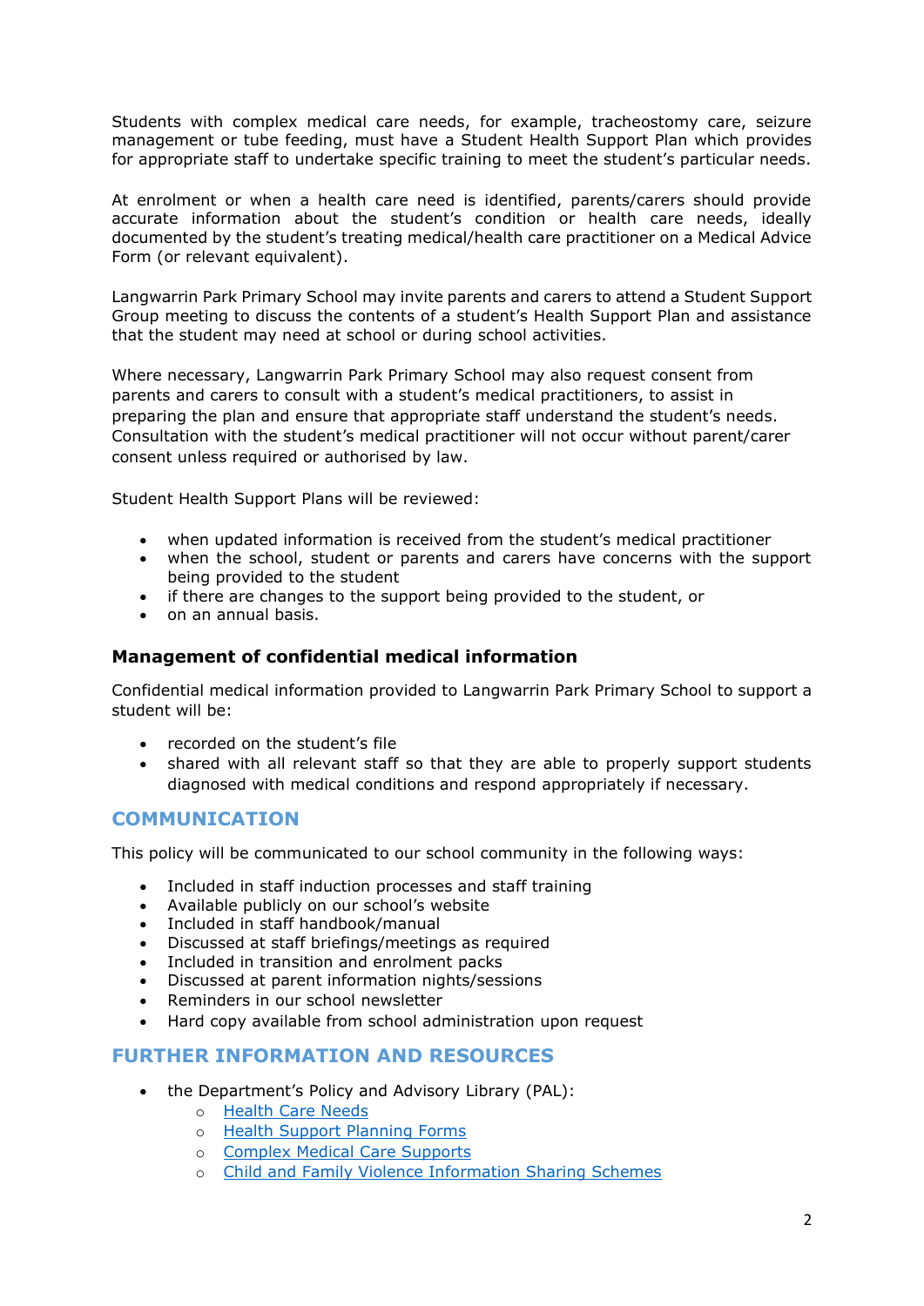Students with complex medical care needs, for example, tracheostomy care, seizure management or tube feeding, must have a Student Health Support Plan which provides for appropriate staff to undertake specific training to meet the student's particular needs.

At enrolment or when a health care need is identified, parents/carers should provide accurate information about the student's condition or health care needs, ideally documented by the student's treating medical/health care practitioner on a Medical Advice Form (or relevant equivalent).

Langwarrin Park Primary School may invite parents and carers to attend a Student Support Group meeting to discuss the contents of a student's Health Support Plan and assistance that the student may need at school or during school activities.

Where necessary, Langwarrin Park Primary School may also request consent from parents and carers to consult with a student's medical practitioners, to assist in preparing the plan and ensure that appropriate staff understand the student's needs. Consultation with the student's medical practitioner will not occur without parent/carer consent unless required or authorised by law.

Student Health Support Plans will be reviewed:

- when updated information is received from the student's medical practitioner
- when the school, student or parents and carers have concerns with the support being provided to the student
- if there are changes to the support being provided to the student, or
- on an annual basis.

### Management of confidential medical information

Confidential medical information provided to Langwarrin Park Primary School to support a student will be:

- recorded on the student's file
- shared with all relevant staff so that they are able to properly support students diagnosed with medical conditions and respond appropriately if necessary.

## COMMUNICATION

This policy will be communicated to our school community in the following ways:

- Included in staff induction processes and staff training
- Available publicly on our school's website
- Included in staff handbook/manual
- Discussed at staff briefings/meetings as required
- Included in transition and enrolment packs
- Discussed at parent information nights/sessions
- Reminders in our school newsletter
- Hard copy available from school administration upon request

## FURTHER INFORMATION AND RESOURCES

- the Department's Policy and Advisory Library (PAL):
  - Health Care Needs
  - Health Support Planning Forms
  - Complex Medical Care Supports
  - Child and Family Violence Information Sharing Schemes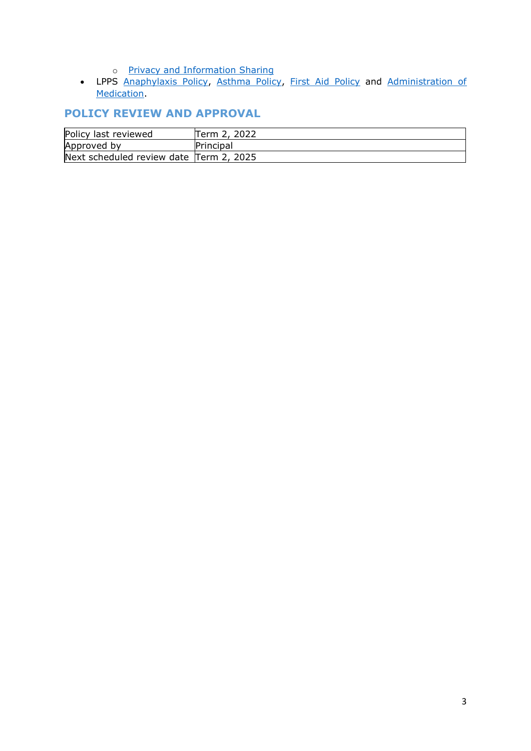- Privacy and Information Sharing
- LPPS Anaphylaxis Policy, Asthma Policy, First Aid Policy and Administration of Medication.

## POLICY REVIEW AND APPROVAL

| | |
|---|---|
| Policy last reviewed | Term 2, 2022 |
| Approved by | Principal |
| Next scheduled review date | Term 2, 2025 |